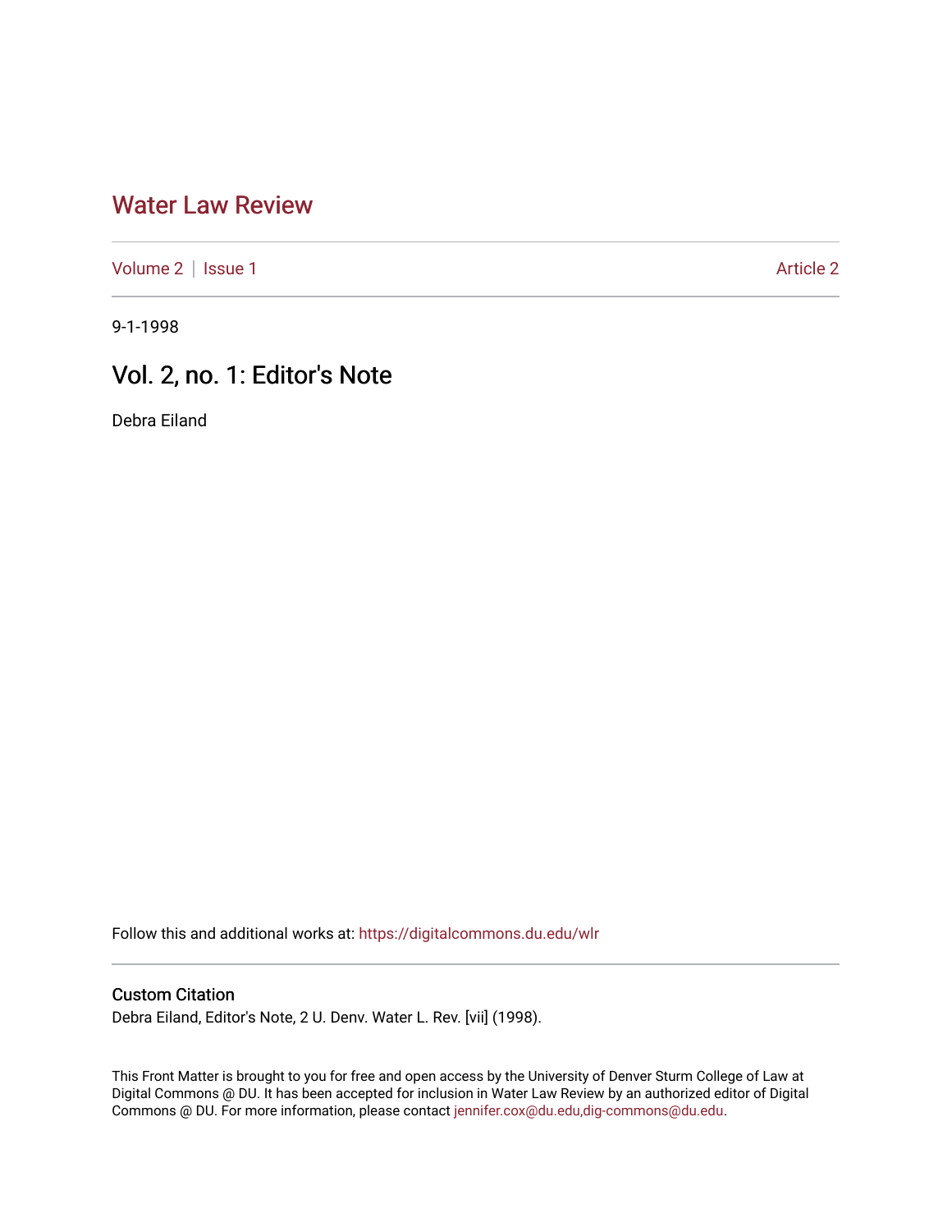# Water Law Review

Volume 2 | Issue 1 Article 2

9-1-1998

## Vol. 2, no. 1: Editor's Note

Debra Eiland

Follow this and additional works at: https://digitalcommons.du.edu/wlr

### Custom Citation

Debra Eiland, Editor's Note, 2 U. Denv. Water L. Rev. [vii] (1998).

This Front Matter is brought to you for free and open access by the University of Denver Sturm College of Law at Digital Commons @ DU. It has been accepted for inclusion in Water Law Review by an authorized editor of Digital Commons @ DU. For more information, please contact jennifer.cox@du.edu,dig-commons@du.edu.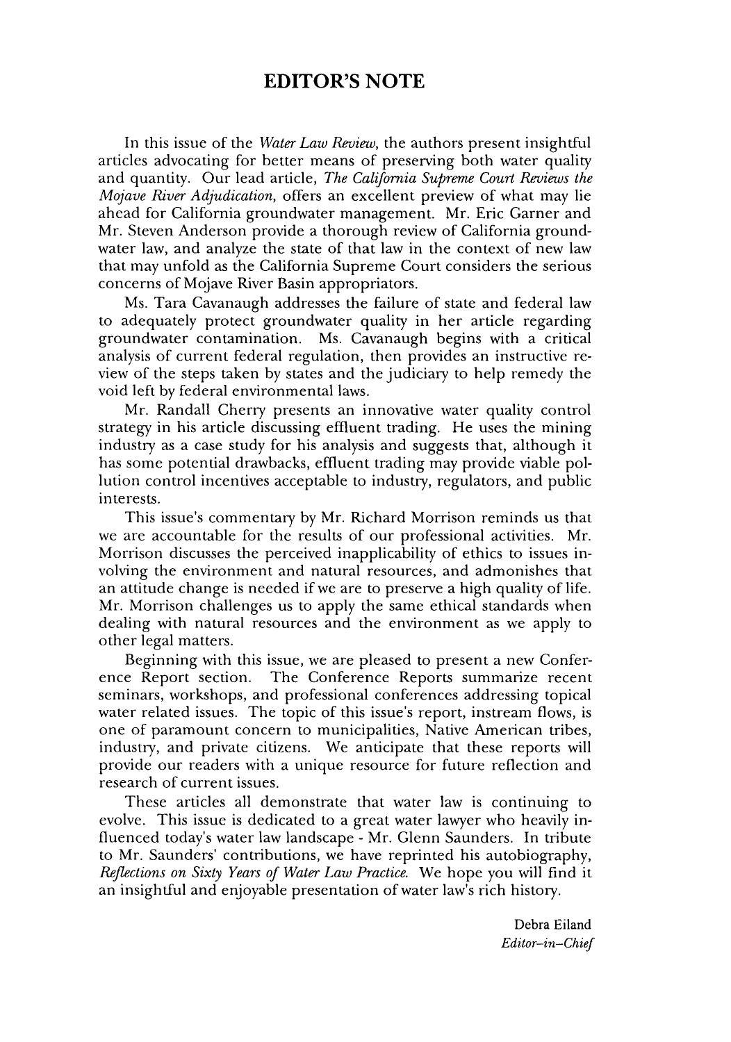# EDITOR'S NOTE

In this issue of the *Water Law Review*, the authors present insightful articles advocating for better means of preserving both water quality and quantity. Our lead article, *The California Supreme Court Reviews the Mojave River Adjudication*, offers an excellent preview of what may lie ahead for California groundwater management. Mr. Eric Garner and Mr. Steven Anderson provide a thorough review of California groundwater law, and analyze the state of that law in the context of new law that may unfold as the California Supreme Court considers the serious concerns of Mojave River Basin appropriators.

Ms. Tara Cavanaugh addresses the failure of state and federal law to adequately protect groundwater quality in her article regarding groundwater contamination. Ms. Cavanaugh begins with a critical analysis of current federal regulation, then provides an instructive review of the steps taken by states and the judiciary to help remedy the void left by federal environmental laws.

Mr. Randall Cherry presents an innovative water quality control strategy in his article discussing effluent trading. He uses the mining industry as a case study for his analysis and suggests that, although it has some potential drawbacks, effluent trading may provide viable pollution control incentives acceptable to industry, regulators, and public interests.

This issue's commentary by Mr. Richard Morrison reminds us that we are accountable for the results of our professional activities. Mr. Morrison discusses the perceived inapplicability of ethics to issues involving the environment and natural resources, and admonishes that an attitude change is needed if we are to preserve a high quality of life. Mr. Morrison challenges us to apply the same ethical standards when dealing with natural resources and the environment as we apply to other legal matters.

Beginning with this issue, we are pleased to present a new Conference Report section. The Conference Reports summarize recent seminars, workshops, and professional conferences addressing topical water related issues. The topic of this issue's report, instream flows, is one of paramount concern to municipalities, Native American tribes, industry, and private citizens. We anticipate that these reports will provide our readers with a unique resource for future reflection and research of current issues.

These articles all demonstrate that water law is continuing to evolve. This issue is dedicated to a great water lawyer who heavily influenced today's water law landscape - Mr. Glenn Saunders. In tribute to Mr. Saunders' contributions, we have reprinted his autobiography, *Reflections on Sixty Years of Water Law Practice*. We hope you will find it an insightful and enjoyable presentation of water law's rich history.

Debra Eiland
*Editor-in-Chief*